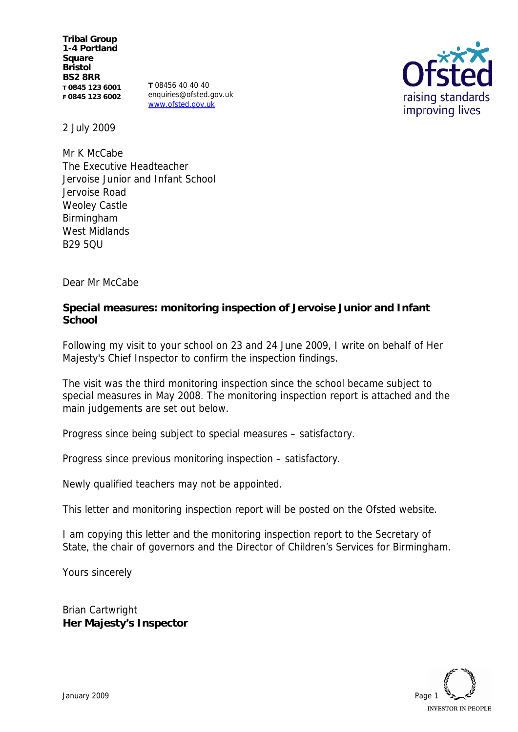**Tribal Group**
**1-4 Portland Square**
**Bristol**
**BS2 8RR**
**T 0845 123 6001**
**F 0845 123 6002**

**T** 08456 40 40 40
enquiries@ofsted.gov.uk
www.ofsted.gov.uk

2 July 2009

Mr K McCabe
The Executive Headteacher
Jervoise Junior and Infant School
Jervoise Road
Weoley Castle
Birmingham
West Midlands
B29 5QU

Dear Mr McCabe

**Special measures: monitoring inspection of Jervoise Junior and Infant School**

Following my visit to your school on 23 and 24 June 2009, I write on behalf of Her Majesty's Chief Inspector to confirm the inspection findings.

The visit was the third monitoring inspection since the school became subject to special measures in May 2008. The monitoring inspection report is attached and the main judgements are set out below.

Progress since being subject to special measures – satisfactory.

Progress since previous monitoring inspection – satisfactory.

Newly qualified teachers may not be appointed.

This letter and monitoring inspection report will be posted on the Ofsted website.

I am copying this letter and the monitoring inspection report to the Secretary of State, the chair of governors and the Director of Children's Services for Birmingham.

Yours sincerely

Brian Cartwright
**Her Majesty's Inspector**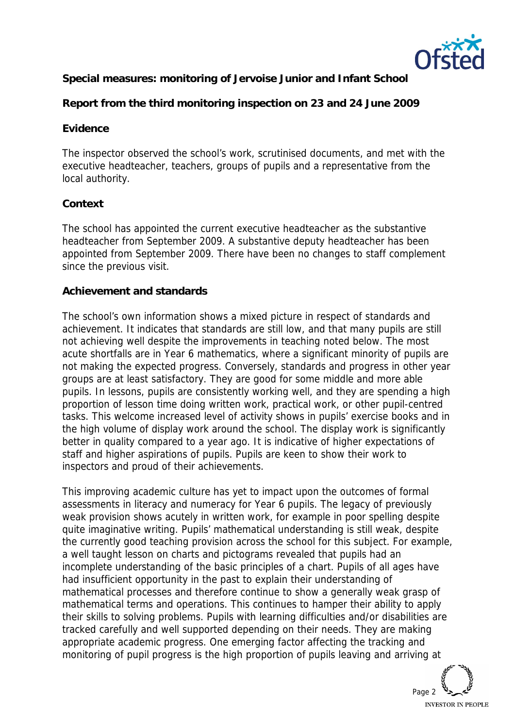**Special measures: monitoring of Jervoise Junior and Infant School**

**Report from the third monitoring inspection on 23 and 24 June 2009**

**Evidence**

The inspector observed the school's work, scrutinised documents, and met with the executive headteacher, teachers, groups of pupils and a representative from the local authority.

**Context**

The school has appointed the current executive headteacher as the substantive headteacher from September 2009. A substantive deputy headteacher has been appointed from September 2009. There have been no changes to staff complement since the previous visit.

**Achievement and standards**

The school's own information shows a mixed picture in respect of standards and achievement. It indicates that standards are still low, and that many pupils are still not achieving well despite the improvements in teaching noted below. The most acute shortfalls are in Year 6 mathematics, where a significant minority of pupils are not making the expected progress. Conversely, standards and progress in other year groups are at least satisfactory. They are good for some middle and more able pupils. In lessons, pupils are consistently working well, and they are spending a high proportion of lesson time doing written work, practical work, or other pupil-centred tasks. This welcome increased level of activity shows in pupils' exercise books and in the high volume of display work around the school. The display work is significantly better in quality compared to a year ago. It is indicative of higher expectations of staff and higher aspirations of pupils. Pupils are keen to show their work to inspectors and proud of their achievements.

This improving academic culture has yet to impact upon the outcomes of formal assessments in literacy and numeracy for Year 6 pupils. The legacy of previously weak provision shows acutely in written work, for example in poor spelling despite quite imaginative writing. Pupils' mathematical understanding is still weak, despite the currently good teaching provision across the school for this subject. For example, a well taught lesson on charts and pictograms revealed that pupils had an incomplete understanding of the basic principles of a chart. Pupils of all ages have had insufficient opportunity in the past to explain their understanding of mathematical processes and therefore continue to show a generally weak grasp of mathematical terms and operations. This continues to hamper their ability to apply their skills to solving problems. Pupils with learning difficulties and/or disabilities are tracked carefully and well supported depending on their needs. They are making appropriate academic progress. One emerging factor affecting the tracking and monitoring of pupil progress is the high proportion of pupils leaving and arriving at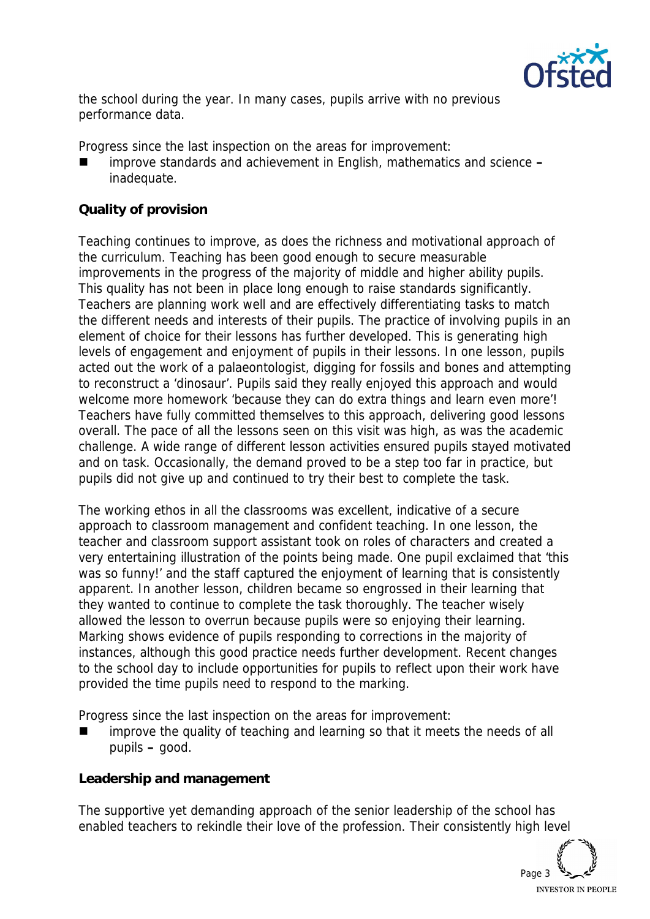the school during the year. In many cases, pupils arrive with no previous performance data.

Progress since the last inspection on the areas for improvement:

- improve standards and achievement in English, mathematics and science **–** inadequate.

**Quality of provision**

Teaching continues to improve, as does the richness and motivational approach of the curriculum. Teaching has been good enough to secure measurable improvements in the progress of the majority of middle and higher ability pupils. This quality has not been in place long enough to raise standards significantly. Teachers are planning work well and are effectively differentiating tasks to match the different needs and interests of their pupils. The practice of involving pupils in an element of choice for their lessons has further developed. This is generating high levels of engagement and enjoyment of pupils in their lessons. In one lesson, pupils acted out the work of a palaeontologist, digging for fossils and bones and attempting to reconstruct a 'dinosaur'. Pupils said they really enjoyed this approach and would welcome more homework 'because they can do extra things and learn even more'! Teachers have fully committed themselves to this approach, delivering good lessons overall. The pace of all the lessons seen on this visit was high, as was the academic challenge. A wide range of different lesson activities ensured pupils stayed motivated and on task. Occasionally, the demand proved to be a step too far in practice, but pupils did not give up and continued to try their best to complete the task.

The working ethos in all the classrooms was excellent, indicative of a secure approach to classroom management and confident teaching. In one lesson, the teacher and classroom support assistant took on roles of characters and created a very entertaining illustration of the points being made. One pupil exclaimed that 'this was so funny!' and the staff captured the enjoyment of learning that is consistently apparent. In another lesson, children became so engrossed in their learning that they wanted to continue to complete the task thoroughly. The teacher wisely allowed the lesson to overrun because pupils were so enjoying their learning. Marking shows evidence of pupils responding to corrections in the majority of instances, although this good practice needs further development. Recent changes to the school day to include opportunities for pupils to reflect upon their work have provided the time pupils need to respond to the marking.

Progress since the last inspection on the areas for improvement:

- improve the quality of teaching and learning so that it meets the needs of all pupils **–** good.

**Leadership and management**

The supportive yet demanding approach of the senior leadership of the school has enabled teachers to rekindle their love of the profession. Their consistently high level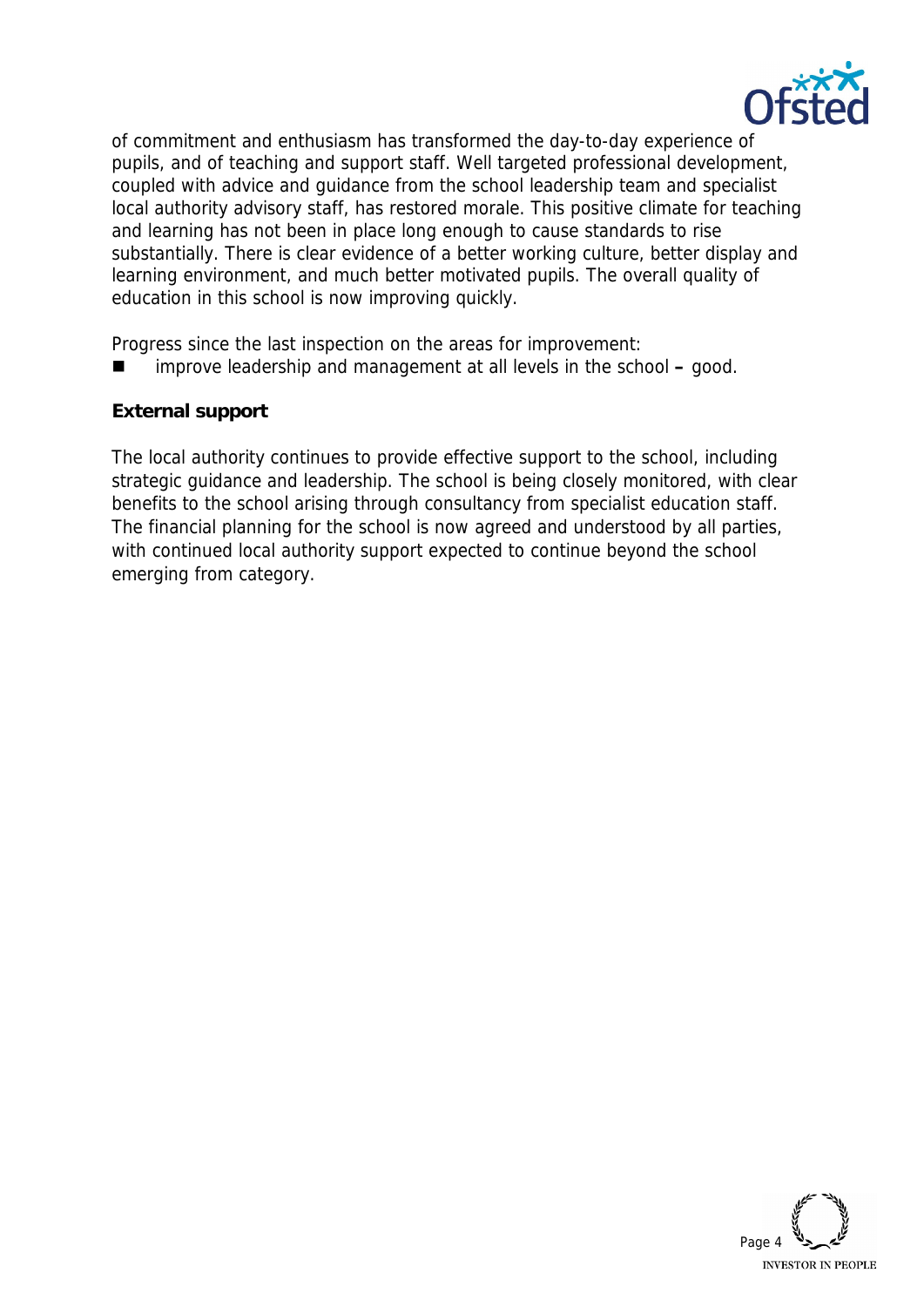of commitment and enthusiasm has transformed the day-to-day experience of pupils, and of teaching and support staff. Well targeted professional development, coupled with advice and guidance from the school leadership team and specialist local authority advisory staff, has restored morale. This positive climate for teaching and learning has not been in place long enough to cause standards to rise substantially. There is clear evidence of a better working culture, better display and learning environment, and much better motivated pupils. The overall quality of education in this school is now improving quickly.

Progress since the last inspection on the areas for improvement:

- improve leadership and management at all levels in the school **–** good.

**External support**

The local authority continues to provide effective support to the school, including strategic guidance and leadership. The school is being closely monitored, with clear benefits to the school arising through consultancy from specialist education staff. The financial planning for the school is now agreed and understood by all parties, with continued local authority support expected to continue beyond the school emerging from category.